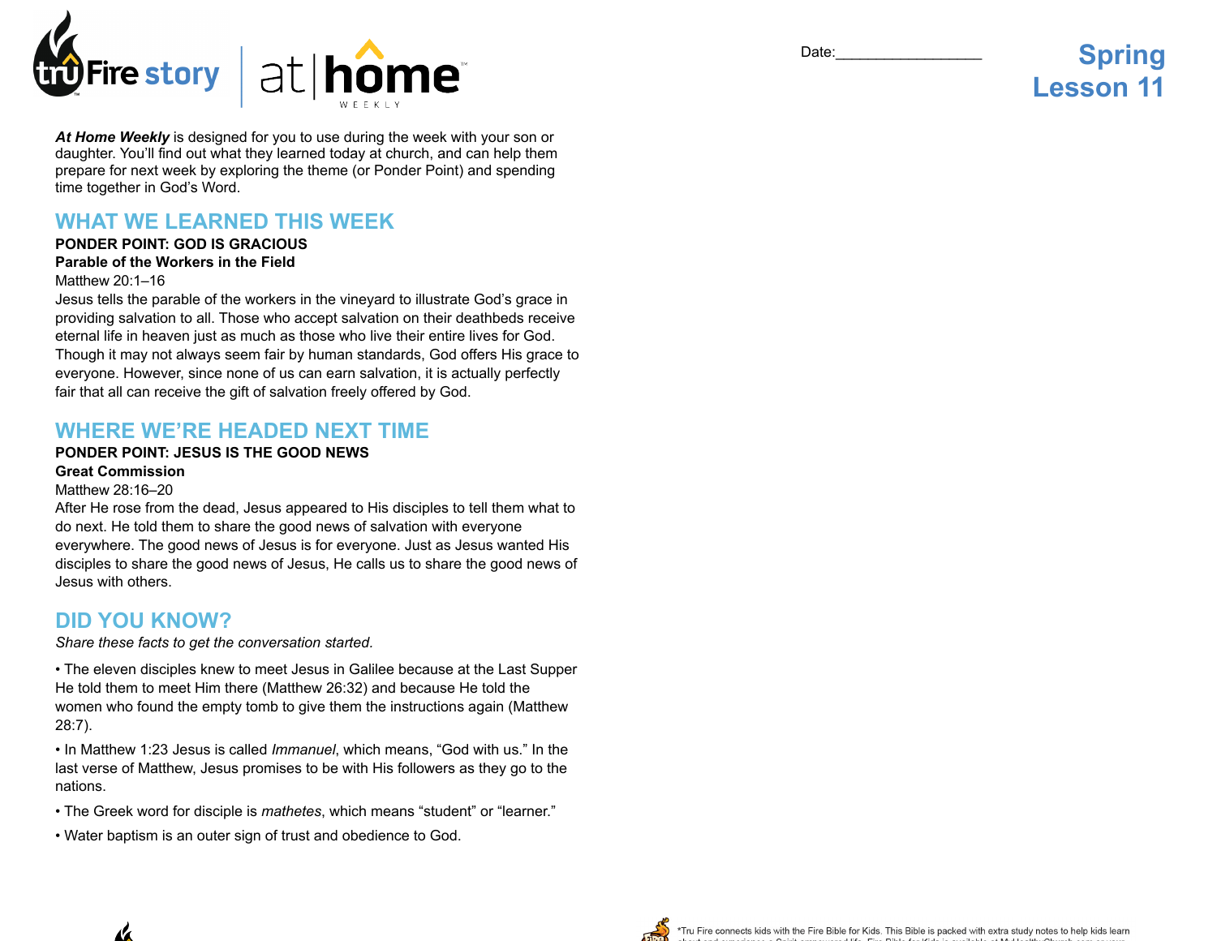Date:_________________

# Spring Lesson 11

***At Home Weekly*** is designed for you to use during the week with your son or daughter. You'll find out what they learned today at church, and can help them prepare for next week by exploring the theme (or Ponder Point) and spending time together in God's Word.

## WHAT WE LEARNED THIS WEEK

**PONDER POINT: GOD IS GRACIOUS**

**Parable of the Workers in the Field**

Matthew 20:1–16

Jesus tells the parable of the workers in the vineyard to illustrate God's grace in providing salvation to all. Those who accept salvation on their deathbeds receive eternal life in heaven just as much as those who live their entire lives for God. Though it may not always seem fair by human standards, God offers His grace to everyone. However, since none of us can earn salvation, it is actually perfectly fair that all can receive the gift of salvation freely offered by God.

## WHERE WE'RE HEADED NEXT TIME

**PONDER POINT: JESUS IS THE GOOD NEWS**

**Great Commission**

Matthew 28:16–20

After He rose from the dead, Jesus appeared to His disciples to tell them what to do next. He told them to share the good news of salvation with everyone everywhere. The good news of Jesus is for everyone. Just as Jesus wanted His disciples to share the good news of Jesus, He calls us to share the good news of Jesus with others.

## DID YOU KNOW?

*Share these facts to get the conversation started.*

- The eleven disciples knew to meet Jesus in Galilee because at the Last Supper He told them to meet Him there (Matthew 26:32) and because He told the women who found the empty tomb to give them the instructions again (Matthew 28:7).
- In Matthew 1:23 Jesus is called *Immanuel*, which means, "God with us." In the last verse of Matthew, Jesus promises to be with His followers as they go to the nations.
- The Greek word for disciple is *mathetes*, which means "student" or "learner."
- Water baptism is an outer sign of trust and obedience to God.

*Tru Fire connects kids with the Fire Bible for Kids. This Bible is packed with extra study notes to help kids learn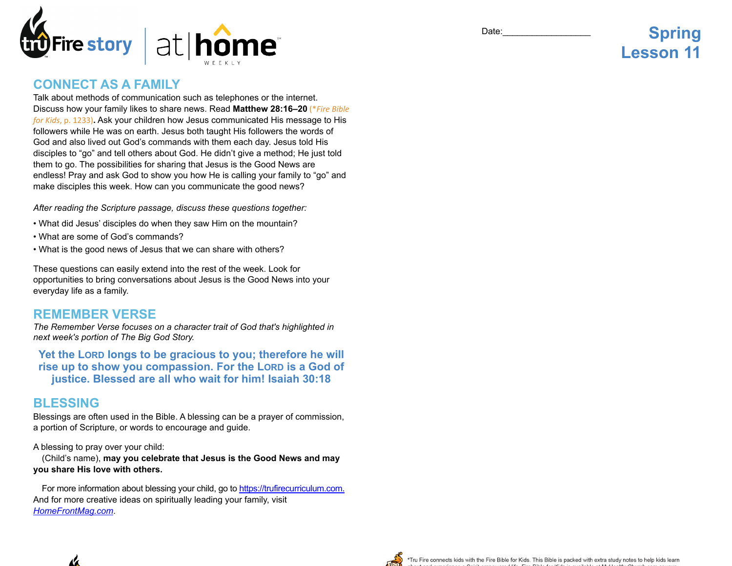Date:_________________

# Spring Lesson 11

## CONNECT AS A FAMILY

Talk about methods of communication such as telephones or the internet. Discuss how your family likes to share news. Read **Matthew 28:16–20** (**Fire Bible for Kids*, p. 1233). Ask your children how Jesus communicated His message to His followers while He was on earth. Jesus both taught His followers the words of God and also lived out God's commands with them each day. Jesus told His disciples to "go" and tell others about God. He didn't give a method; He just told them to go. The possibilities for sharing that Jesus is the Good News are endless! Pray and ask God to show you how He is calling your family to "go" and make disciples this week. How can you communicate the good news?

*After reading the Scripture passage, discuss these questions together:*

- What did Jesus' disciples do when they saw Him on the mountain?
- What are some of God's commands?
- What is the good news of Jesus that we can share with others?

These questions can easily extend into the rest of the week. Look for opportunities to bring conversations about Jesus is the Good News into your everyday life as a family.

## REMEMBER VERSE

*The Remember Verse focuses on a character trait of God that's highlighted in next week's portion of The Big God Story.*

**Yet the LORD longs to be gracious to you; therefore he will rise up to show you compassion. For the LORD is a God of justice. Blessed are all who wait for him! Isaiah 30:18**

## BLESSING

Blessings are often used in the Bible. A blessing can be a prayer of commission, a portion of Scripture, or words to encourage and guide.

A blessing to pray over your child:
(Child's name), **may you celebrate that Jesus is the Good News and may you share His love with others.**

For more information about blessing your child, go to https://trufirecurriculum.com. And for more creative ideas on spiritually leading your family, visit *HomeFrontMag.com*.

*Tru Fire connects kids with the Fire Bible for Kids. This Bible is packed with extra study notes to help kids learn